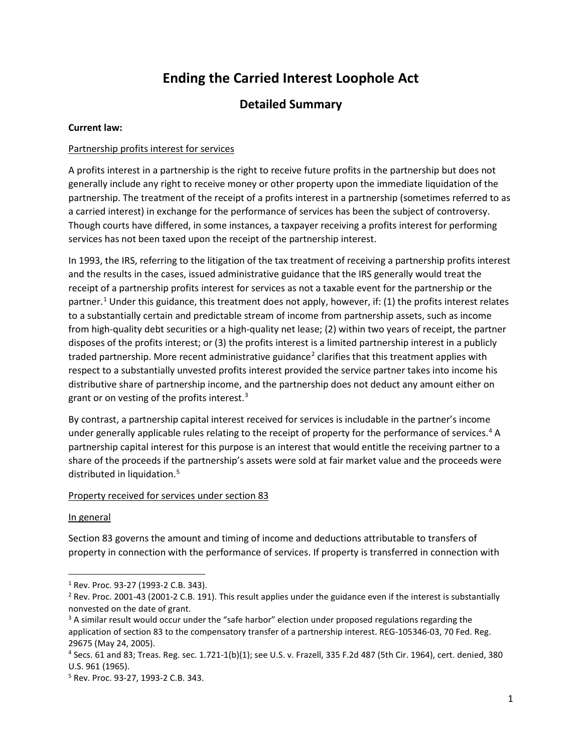# Ending the Carried Interest Loophole Act

## Detailed Summary

**Current law:**

Partnership profits interest for services

A profits interest in a partnership is the right to receive future profits in the partnership but does not generally include any right to receive money or other property upon the immediate liquidation of the partnership. The treatment of the receipt of a profits interest in a partnership (sometimes referred to as a carried interest) in exchange for the performance of services has been the subject of controversy. Though courts have differed, in some instances, a taxpayer receiving a profits interest for performing services has not been taxed upon the receipt of the partnership interest.

In 1993, the IRS, referring to the litigation of the tax treatment of receiving a partnership profits interest and the results in the cases, issued administrative guidance that the IRS generally would treat the receipt of a partnership profits interest for services as not a taxable event for the partnership or the partner.[1] Under this guidance, this treatment does not apply, however, if: (1) the profits interest relates to a substantially certain and predictable stream of income from partnership assets, such as income from high-quality debt securities or a high-quality net lease; (2) within two years of receipt, the partner disposes of the profits interest; or (3) the profits interest is a limited partnership interest in a publicly traded partnership. More recent administrative guidance[2] clarifies that this treatment applies with respect to a substantially unvested profits interest provided the service partner takes into income his distributive share of partnership income, and the partnership does not deduct any amount either on grant or on vesting of the profits interest.[3]

By contrast, a partnership capital interest received for services is includable in the partner's income under generally applicable rules relating to the receipt of property for the performance of services.[4] A partnership capital interest for this purpose is an interest that would entitle the receiving partner to a share of the proceeds if the partnership's assets were sold at fair market value and the proceeds were distributed in liquidation.[5]

Property received for services under section 83

In general

Section 83 governs the amount and timing of income and deductions attributable to transfers of property in connection with the performance of services. If property is transferred in connection with

---

[1] Rev. Proc. 93-27 (1993-2 C.B. 343).

[2] Rev. Proc. 2001-43 (2001-2 C.B. 191). This result applies under the guidance even if the interest is substantially nonvested on the date of grant.

[3] A similar result would occur under the "safe harbor" election under proposed regulations regarding the application of section 83 to the compensatory transfer of a partnership interest. REG-105346-03, 70 Fed. Reg. 29675 (May 24, 2005).

[4] Secs. 61 and 83; Treas. Reg. sec. 1.721-1(b)(1); see U.S. v. Frazell, 335 F.2d 487 (5th Cir. 1964), cert. denied, 380 U.S. 961 (1965).

[5] Rev. Proc. 93-27, 1993-2 C.B. 343.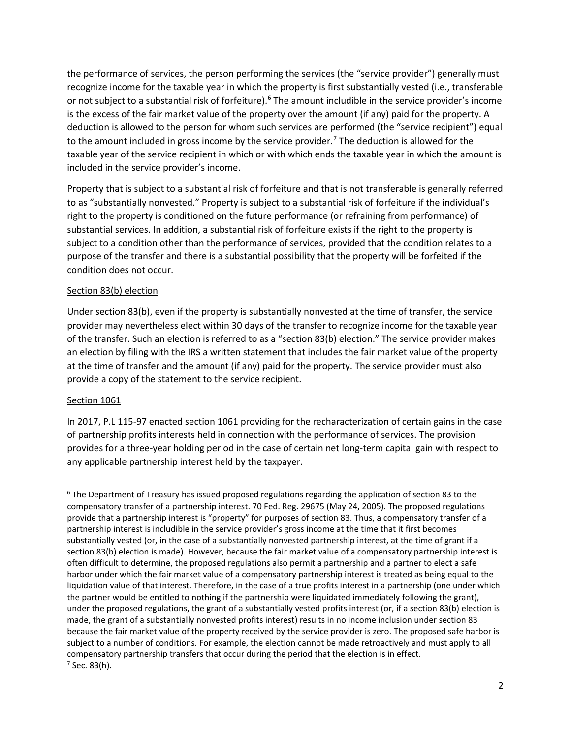the performance of services, the person performing the services (the "service provider") generally must recognize income for the taxable year in which the property is first substantially vested (i.e., transferable or not subject to a substantial risk of forfeiture).[6] The amount includible in the service provider's income is the excess of the fair market value of the property over the amount (if any) paid for the property. A deduction is allowed to the person for whom such services are performed (the "service recipient") equal to the amount included in gross income by the service provider.[7] The deduction is allowed for the taxable year of the service recipient in which or with which ends the taxable year in which the amount is included in the service provider's income.

Property that is subject to a substantial risk of forfeiture and that is not transferable is generally referred to as "substantially nonvested." Property is subject to a substantial risk of forfeiture if the individual's right to the property is conditioned on the future performance (or refraining from performance) of substantial services. In addition, a substantial risk of forfeiture exists if the right to the property is subject to a condition other than the performance of services, provided that the condition relates to a purpose of the transfer and there is a substantial possibility that the property will be forfeited if the condition does not occur.

<u>Section 83(b) election</u>

Under section 83(b), even if the property is substantially nonvested at the time of transfer, the service provider may nevertheless elect within 30 days of the transfer to recognize income for the taxable year of the transfer. Such an election is referred to as a "section 83(b) election." The service provider makes an election by filing with the IRS a written statement that includes the fair market value of the property at the time of transfer and the amount (if any) paid for the property. The service provider must also provide a copy of the statement to the service recipient.

<u>Section 1061</u>

In 2017, P.L 115-97 enacted section 1061 providing for the recharacterization of certain gains in the case of partnership profits interests held in connection with the performance of services. The provision provides for a three-year holding period in the case of certain net long-term capital gain with respect to any applicable partnership interest held by the taxpayer.

---

[6] The Department of Treasury has issued proposed regulations regarding the application of section 83 to the compensatory transfer of a partnership interest. 70 Fed. Reg. 29675 (May 24, 2005). The proposed regulations provide that a partnership interest is "property" for purposes of section 83. Thus, a compensatory transfer of a partnership interest is includible in the service provider's gross income at the time that it first becomes substantially vested (or, in the case of a substantially nonvested partnership interest, at the time of grant if a section 83(b) election is made). However, because the fair market value of a compensatory partnership interest is often difficult to determine, the proposed regulations also permit a partnership and a partner to elect a safe harbor under which the fair market value of a compensatory partnership interest is treated as being equal to the liquidation value of that interest. Therefore, in the case of a true profits interest in a partnership (one under which the partner would be entitled to nothing if the partnership were liquidated immediately following the grant), under the proposed regulations, the grant of a substantially vested profits interest (or, if a section 83(b) election is made, the grant of a substantially nonvested profits interest) results in no income inclusion under section 83 because the fair market value of the property received by the service provider is zero. The proposed safe harbor is subject to a number of conditions. For example, the election cannot be made retroactively and must apply to all compensatory partnership transfers that occur during the period that the election is in effect.

[7] Sec. 83(h).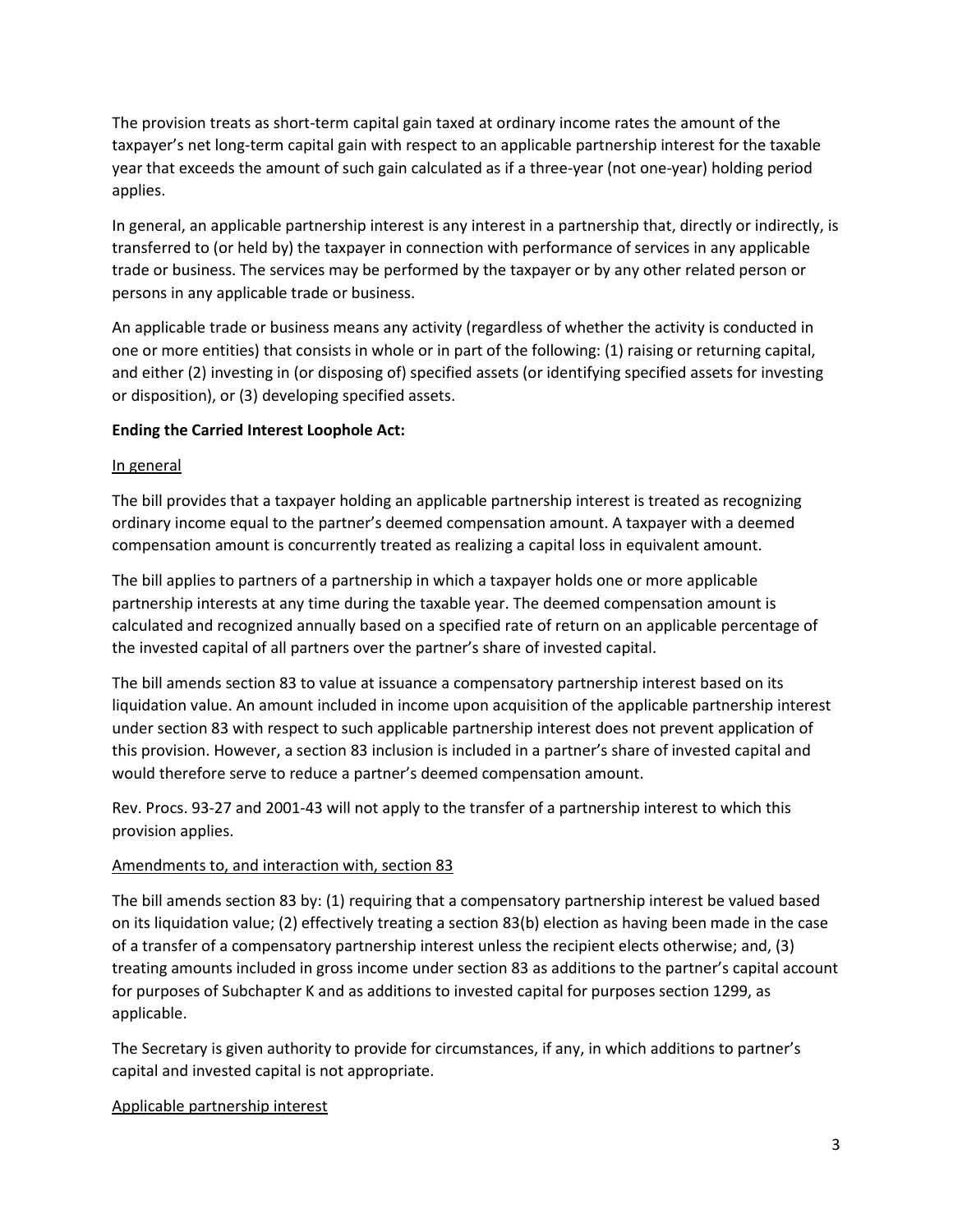The provision treats as short-term capital gain taxed at ordinary income rates the amount of the taxpayer's net long-term capital gain with respect to an applicable partnership interest for the taxable year that exceeds the amount of such gain calculated as if a three-year (not one-year) holding period applies.

In general, an applicable partnership interest is any interest in a partnership that, directly or indirectly, is transferred to (or held by) the taxpayer in connection with performance of services in any applicable trade or business. The services may be performed by the taxpayer or by any other related person or persons in any applicable trade or business.

An applicable trade or business means any activity (regardless of whether the activity is conducted in one or more entities) that consists in whole or in part of the following: (1) raising or returning capital, and either (2) investing in (or disposing of) specified assets (or identifying specified assets for investing or disposition), or (3) developing specified assets.

**Ending the Carried Interest Loophole Act:**

In general

The bill provides that a taxpayer holding an applicable partnership interest is treated as recognizing ordinary income equal to the partner's deemed compensation amount. A taxpayer with a deemed compensation amount is concurrently treated as realizing a capital loss in equivalent amount.

The bill applies to partners of a partnership in which a taxpayer holds one or more applicable partnership interests at any time during the taxable year. The deemed compensation amount is calculated and recognized annually based on a specified rate of return on an applicable percentage of the invested capital of all partners over the partner's share of invested capital.

The bill amends section 83 to value at issuance a compensatory partnership interest based on its liquidation value. An amount included in income upon acquisition of the applicable partnership interest under section 83 with respect to such applicable partnership interest does not prevent application of this provision. However, a section 83 inclusion is included in a partner's share of invested capital and would therefore serve to reduce a partner's deemed compensation amount.

Rev. Procs. 93-27 and 2001-43 will not apply to the transfer of a partnership interest to which this provision applies.

Amendments to, and interaction with, section 83

The bill amends section 83 by: (1) requiring that a compensatory partnership interest be valued based on its liquidation value; (2) effectively treating a section 83(b) election as having been made in the case of a transfer of a compensatory partnership interest unless the recipient elects otherwise; and, (3) treating amounts included in gross income under section 83 as additions to the partner's capital account for purposes of Subchapter K and as additions to invested capital for purposes section 1299, as applicable.

The Secretary is given authority to provide for circumstances, if any, in which additions to partner's capital and invested capital is not appropriate.

Applicable partnership interest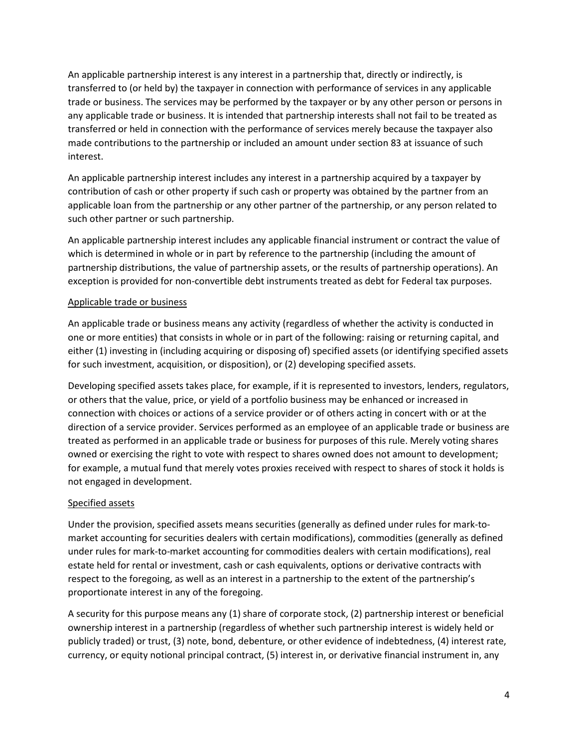An applicable partnership interest is any interest in a partnership that, directly or indirectly, is transferred to (or held by) the taxpayer in connection with performance of services in any applicable trade or business. The services may be performed by the taxpayer or by any other person or persons in any applicable trade or business. It is intended that partnership interests shall not fail to be treated as transferred or held in connection with the performance of services merely because the taxpayer also made contributions to the partnership or included an amount under section 83 at issuance of such interest.

An applicable partnership interest includes any interest in a partnership acquired by a taxpayer by contribution of cash or other property if such cash or property was obtained by the partner from an applicable loan from the partnership or any other partner of the partnership, or any person related to such other partner or such partnership.

An applicable partnership interest includes any applicable financial instrument or contract the value of which is determined in whole or in part by reference to the partnership (including the amount of partnership distributions, the value of partnership assets, or the results of partnership operations). An exception is provided for non-convertible debt instruments treated as debt for Federal tax purposes.

### Applicable trade or business

An applicable trade or business means any activity (regardless of whether the activity is conducted in one or more entities) that consists in whole or in part of the following: raising or returning capital, and either (1) investing in (including acquiring or disposing of) specified assets (or identifying specified assets for such investment, acquisition, or disposition), or (2) developing specified assets.

Developing specified assets takes place, for example, if it is represented to investors, lenders, regulators, or others that the value, price, or yield of a portfolio business may be enhanced or increased in connection with choices or actions of a service provider or of others acting in concert with or at the direction of a service provider. Services performed as an employee of an applicable trade or business are treated as performed in an applicable trade or business for purposes of this rule. Merely voting shares owned or exercising the right to vote with respect to shares owned does not amount to development; for example, a mutual fund that merely votes proxies received with respect to shares of stock it holds is not engaged in development.

### Specified assets

Under the provision, specified assets means securities (generally as defined under rules for mark-to-market accounting for securities dealers with certain modifications), commodities (generally as defined under rules for mark-to-market accounting for commodities dealers with certain modifications), real estate held for rental or investment, cash or cash equivalents, options or derivative contracts with respect to the foregoing, as well as an interest in a partnership to the extent of the partnership's proportionate interest in any of the foregoing.

A security for this purpose means any (1) share of corporate stock, (2) partnership interest or beneficial ownership interest in a partnership (regardless of whether such partnership interest is widely held or publicly traded) or trust, (3) note, bond, debenture, or other evidence of indebtedness, (4) interest rate, currency, or equity notional principal contract, (5) interest in, or derivative financial instrument in, any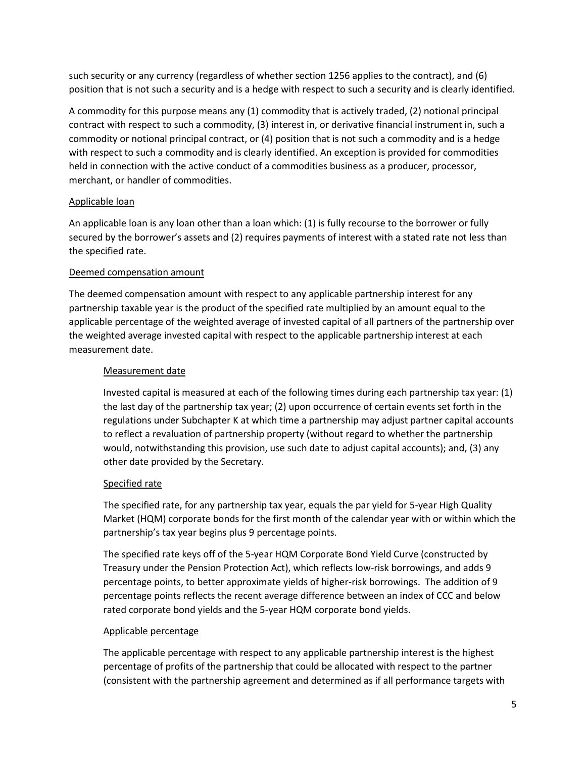such security or any currency (regardless of whether section 1256 applies to the contract), and (6) position that is not such a security and is a hedge with respect to such a security and is clearly identified.

A commodity for this purpose means any (1) commodity that is actively traded, (2) notional principal contract with respect to such a commodity, (3) interest in, or derivative financial instrument in, such a commodity or notional principal contract, or (4) position that is not such a commodity and is a hedge with respect to such a commodity and is clearly identified. An exception is provided for commodities held in connection with the active conduct of a commodities business as a producer, processor, merchant, or handler of commodities.

<u>Applicable loan</u>

An applicable loan is any loan other than a loan which: (1) is fully recourse to the borrower or fully secured by the borrower's assets and (2) requires payments of interest with a stated rate not less than the specified rate.

<u>Deemed compensation amount</u>

The deemed compensation amount with respect to any applicable partnership interest for any partnership taxable year is the product of the specified rate multiplied by an amount equal to the applicable percentage of the weighted average of invested capital of all partners of the partnership over the weighted average invested capital with respect to the applicable partnership interest at each measurement date.

<u>Measurement date</u>

Invested capital is measured at each of the following times during each partnership tax year: (1) the last day of the partnership tax year; (2) upon occurrence of certain events set forth in the regulations under Subchapter K at which time a partnership may adjust partner capital accounts to reflect a revaluation of partnership property (without regard to whether the partnership would, notwithstanding this provision, use such date to adjust capital accounts); and, (3) any other date provided by the Secretary.

<u>Specified rate</u>

The specified rate, for any partnership tax year, equals the par yield for 5-year High Quality Market (HQM) corporate bonds for the first month of the calendar year with or within which the partnership's tax year begins plus 9 percentage points.

The specified rate keys off of the 5-year HQM Corporate Bond Yield Curve (constructed by Treasury under the Pension Protection Act), which reflects low-risk borrowings, and adds 9 percentage points, to better approximate yields of higher-risk borrowings. The addition of 9 percentage points reflects the recent average difference between an index of CCC and below rated corporate bond yields and the 5-year HQM corporate bond yields.

<u>Applicable percentage</u>

The applicable percentage with respect to any applicable partnership interest is the highest percentage of profits of the partnership that could be allocated with respect to the partner (consistent with the partnership agreement and determined as if all performance targets with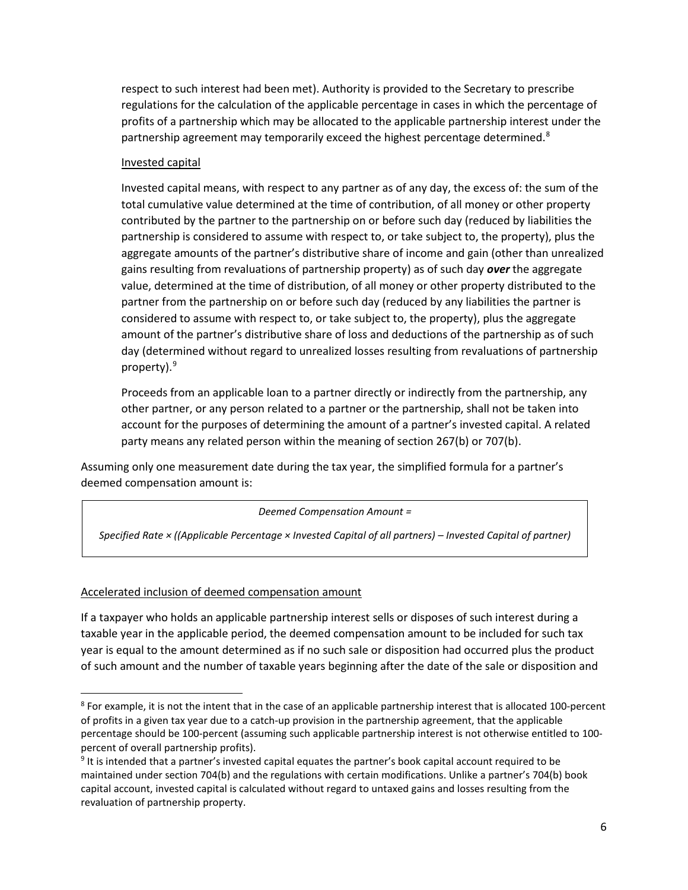respect to such interest had been met). Authority is provided to the Secretary to prescribe regulations for the calculation of the applicable percentage in cases in which the percentage of profits of a partnership which may be allocated to the applicable partnership interest under the partnership agreement may temporarily exceed the highest percentage determined.[8]

Invested capital

Invested capital means, with respect to any partner as of any day, the excess of: the sum of the total cumulative value determined at the time of contribution, of all money or other property contributed by the partner to the partnership on or before such day (reduced by liabilities the partnership is considered to assume with respect to, or take subject to, the property), plus the aggregate amounts of the partner's distributive share of income and gain (other than unrealized gains resulting from revaluations of partnership property) as of such day ***over*** the aggregate value, determined at the time of distribution, of all money or other property distributed to the partner from the partnership on or before such day (reduced by any liabilities the partner is considered to assume with respect to, or take subject to, the property), plus the aggregate amount of the partner's distributive share of loss and deductions of the partnership as of such day (determined without regard to unrealized losses resulting from revaluations of partnership property).[9]

Proceeds from an applicable loan to a partner directly or indirectly from the partnership, any other partner, or any person related to a partner or the partnership, shall not be taken into account for the purposes of determining the amount of a partner's invested capital. A related party means any related person within the meaning of section 267(b) or 707(b).

Assuming only one measurement date during the tax year, the simplified formula for a partner's deemed compensation amount is:

> *Deemed Compensation Amount =*
>
> *Specified Rate × ((Applicable Percentage × Invested Capital of all partners) – Invested Capital of partner)*

Accelerated inclusion of deemed compensation amount

If a taxpayer who holds an applicable partnership interest sells or disposes of such interest during a taxable year in the applicable period, the deemed compensation amount to be included for such tax year is equal to the amount determined as if no such sale or disposition had occurred plus the product of such amount and the number of taxable years beginning after the date of the sale or disposition and

---

[8] For example, it is not the intent that in the case of an applicable partnership interest that is allocated 100-percent of profits in a given tax year due to a catch-up provision in the partnership agreement, that the applicable percentage should be 100-percent (assuming such applicable partnership interest is not otherwise entitled to 100-percent of overall partnership profits).

[9] It is intended that a partner's invested capital equates the partner's book capital account required to be maintained under section 704(b) and the regulations with certain modifications. Unlike a partner's 704(b) book capital account, invested capital is calculated without regard to untaxed gains and losses resulting from the revaluation of partnership property.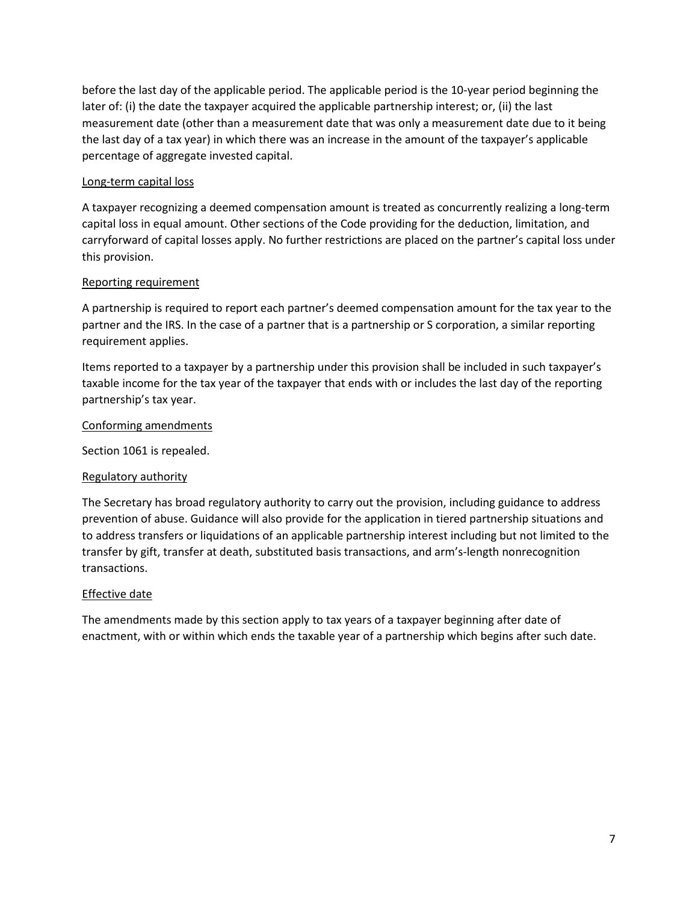before the last day of the applicable period. The applicable period is the 10-year period beginning the later of: (i) the date the taxpayer acquired the applicable partnership interest; or, (ii) the last measurement date (other than a measurement date that was only a measurement date due to it being the last day of a tax year) in which there was an increase in the amount of the taxpayer's applicable percentage of aggregate invested capital.

Long-term capital loss

A taxpayer recognizing a deemed compensation amount is treated as concurrently realizing a long-term capital loss in equal amount. Other sections of the Code providing for the deduction, limitation, and carryforward of capital losses apply. No further restrictions are placed on the partner's capital loss under this provision.

Reporting requirement

A partnership is required to report each partner's deemed compensation amount for the tax year to the partner and the IRS. In the case of a partner that is a partnership or S corporation, a similar reporting requirement applies.

Items reported to a taxpayer by a partnership under this provision shall be included in such taxpayer's taxable income for the tax year of the taxpayer that ends with or includes the last day of the reporting partnership's tax year.

Conforming amendments

Section 1061 is repealed.

Regulatory authority

The Secretary has broad regulatory authority to carry out the provision, including guidance to address prevention of abuse. Guidance will also provide for the application in tiered partnership situations and to address transfers or liquidations of an applicable partnership interest including but not limited to the transfer by gift, transfer at death, substituted basis transactions, and arm's-length nonrecognition transactions.

Effective date

The amendments made by this section apply to tax years of a taxpayer beginning after date of enactment, with or within which ends the taxable year of a partnership which begins after such date.